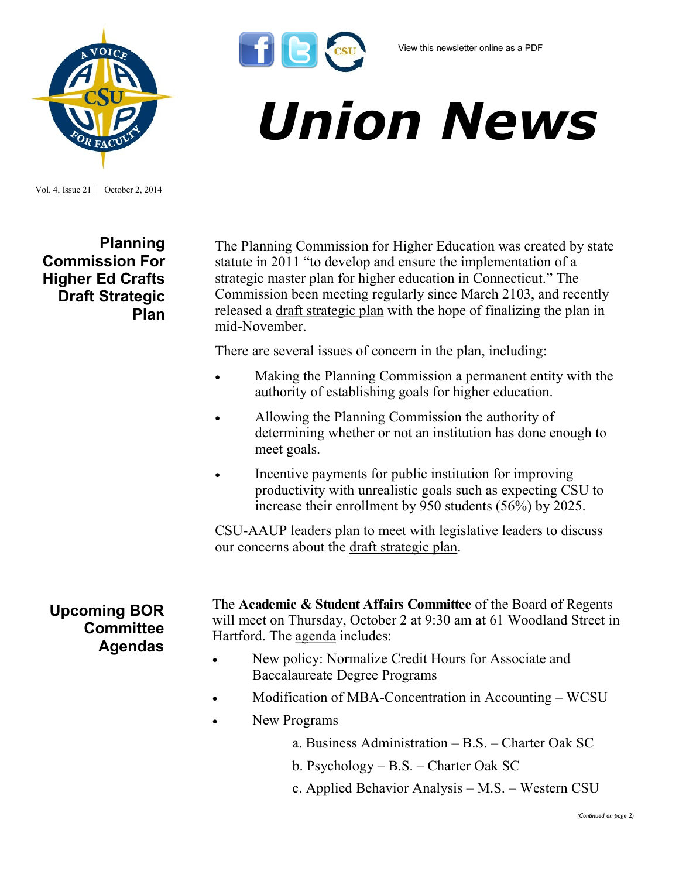View this newsletter online as a PDF

# Union News

Vol. 4, Issue 21 | October 2, 2014

## Planning Commission For Higher Ed Crafts Draft Strategic Plan

The Planning Commission for Higher Education was created by state statute in 2011 "to develop and ensure the implementation of a strategic master plan for higher education in Connecticut." The Commission been meeting regularly since March 2103, and recently released a draft strategic plan with the hope of finalizing the plan in mid-November.

There are several issues of concern in the plan, including:

- Making the Planning Commission a permanent entity with the authority of establishing goals for higher education.
- Allowing the Planning Commission the authority of determining whether or not an institution has done enough to meet goals.
- Incentive payments for public institution for improving productivity with unrealistic goals such as expecting CSU to increase their enrollment by 950 students (56%) by 2025.

CSU-AAUP leaders plan to meet with legislative leaders to discuss our concerns about the draft strategic plan.

## Upcoming BOR Committee Agendas

The **Academic & Student Affairs Committee** of the Board of Regents will meet on Thursday, October 2 at 9:30 am at 61 Woodland Street in Hartford. The agenda includes:

- New policy: Normalize Credit Hours for Associate and Baccalaureate Degree Programs
- Modification of MBA-Concentration in Accounting – WCSU
- New Programs
  - a. Business Administration – B.S. – Charter Oak SC
  - b. Psychology – B.S. – Charter Oak SC
  - c. Applied Behavior Analysis – M.S. – Western CSU

*(Continued on page 2)*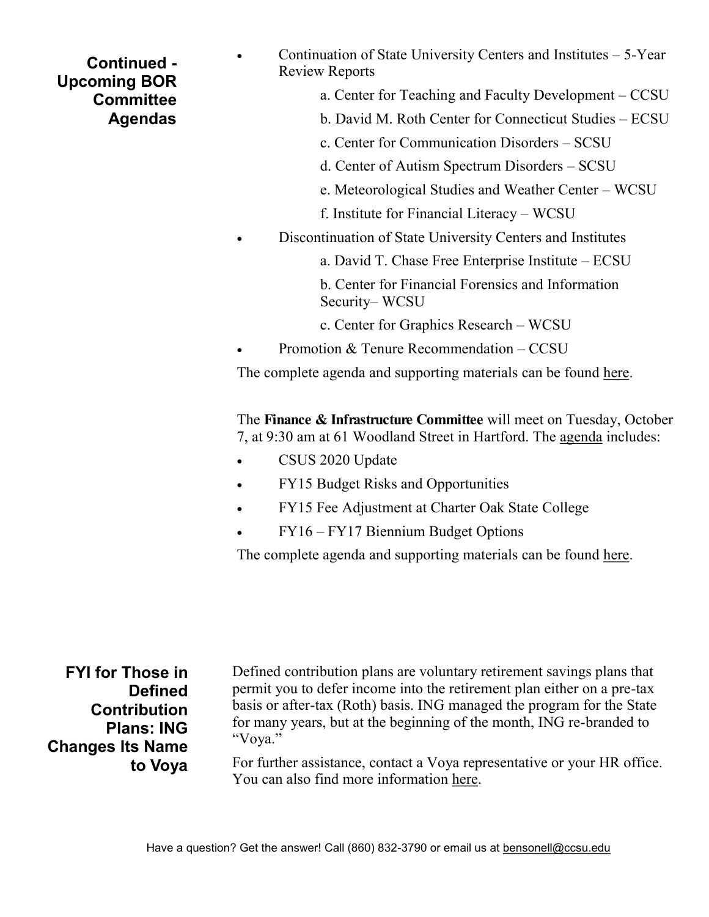## Continued - Upcoming BOR Committee Agendas

- Continuation of State University Centers and Institutes – 5-Year Review Reports
  - a. Center for Teaching and Faculty Development – CCSU
  - b. David M. Roth Center for Connecticut Studies – ECSU
  - c. Center for Communication Disorders – SCSU
  - d. Center of Autism Spectrum Disorders – SCSU
  - e. Meteorological Studies and Weather Center – WCSU
  - f. Institute for Financial Literacy – WCSU
- Discontinuation of State University Centers and Institutes
  - a. David T. Chase Free Enterprise Institute – ECSU
  - b. Center for Financial Forensics and Information Security– WCSU
  - c. Center for Graphics Research – WCSU
- Promotion & Tenure Recommendation – CCSU

The complete agenda and supporting materials can be found here.

The **Finance & Infrastructure Committee** will meet on Tuesday, October 7, at 9:30 am at 61 Woodland Street in Hartford. The agenda includes:

- CSUS 2020 Update
- FY15 Budget Risks and Opportunities
- FY15 Fee Adjustment at Charter Oak State College
- FY16 – FY17 Biennium Budget Options

The complete agenda and supporting materials can be found here.

## FYI for Those in Defined Contribution Plans: ING Changes Its Name to Voya

Defined contribution plans are voluntary retirement savings plans that permit you to defer income into the retirement plan either on a pre-tax basis or after-tax (Roth) basis. ING managed the program for the State for many years, but at the beginning of the month, ING re-branded to "Voya."

For further assistance, contact a Voya representative or your HR office. You can also find more information here.

Have a question? Get the answer! Call (860) 832-3790 or email us at bensonell@ccsu.edu